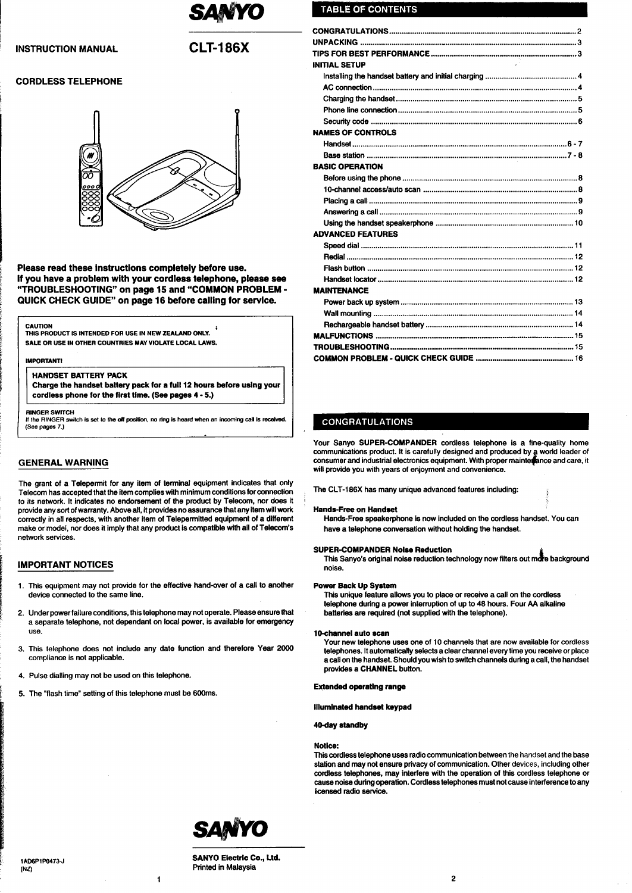# SANYO

## INSTRUCTION MANUAL — CLT-186X

## CORDLESS TELEPHONE

**Please read these instructions completely before use.**
**If you have a problem with your cordless telephone, please see "TROUBLESHOOTING" on page 15 and "COMMON PROBLEM - QUICK CHECK GUIDE" on page 16 before calling for service.**

CAUTION
THIS PRODUCT IS INTENDED FOR USE IN NEW ZEALAND ONLY.
SALE OR USE IN OTHER COUNTRIES MAY VIOLATE LOCAL LAWS.

IMPORTANT!

**HANDSET BATTERY PACK**
**Charge the handset battery pack for a full 12 hours before using your cordless phone for the first time. (See pages 4 - 5.)**

RINGER SWITCH
If the RINGER switch is set to the off position, no ring is heard when an incoming call is received. (See pages 7.)

## GENERAL WARNING

The grant of a Telepermit for any item of terminal equipment indicates that only Telecom has accepted that the item complies with minimum conditions for connection to its network. It indicates no endorsement of the product by Telecom, nor does it provide any sort of warranty. Above all, it provides no assurance that any item will work correctly in all respects, with another item of Telepermitted equipment of a different make or model, nor does it imply that any product is compatible with all of Telecom's network services.

## IMPORTANT NOTICES

1. This equipment may not provide for the effective hand-over of a call to another device connected to the same line.
2. Under power failure conditions, this telephone may not operate. Please ensure that a separate telephone, not dependant on local power, is available for emergency use.
3. This telephone does not include any date function and therefore Year 2000 compliance is not applicable.
4. Pulse dialling may not be used on this telephone.
5. The "flash time" setting of this telephone must be 600ms.

SANYO

1AD6P1P0473-J
(NZ)

SANYO Electric Co., Ltd.
Printed in Malaysia

## TABLE OF CONTENTS

| Section | Page |
|---|---|
| **CONGRATULATIONS** | 2 |
| **UNPACKING** | 3 |
| **TIPS FOR BEST PERFORMANCE** | 3 |
| **INITIAL SETUP** | |
| Installing the handset battery and initial charging | 4 |
| AC connection | 4 |
| Charging the handset | 5 |
| Phone line connection | 5 |
| Security code | 6 |
| **NAMES OF CONTROLS** | |
| Handset | 6 - 7 |
| Base station | 7 - 8 |
| **BASIC OPERATION** | |
| Before using the phone | 8 |
| 10-channel access/auto scan | 8 |
| Placing a call | 9 |
| Answering a call | 9 |
| Using the handset speakerphone | 10 |
| **ADVANCED FEATURES** | |
| Speed dial | 11 |
| Redial | 12 |
| Flash button | 12 |
| Handset locator | 12 |
| **MAINTENANCE** | |
| Power back up system | 13 |
| Wall mounting | 14 |
| Rechargeable handset battery | 14 |
| **MALFUNCTIONS** | 15 |
| **TROUBLESHOOTING** | 15 |
| **COMMON PROBLEM - QUICK CHECK GUIDE** | 16 |

## CONGRATULATIONS

Your Sanyo **SUPER-COMPANDER** cordless telephone is a fine-quality home communications product. It is carefully designed and produced by a world leader of consumer and industrial electronics equipment. With proper maintenance and care, it will provide you with years of enjoyment and convenience.

The CLT-186X has many unique advanced features including:

**Hands-Free on Handset**
Hands-Free speakerphone is now included on the cordless handset. You can have a telephone conversation without holding the handset.

**SUPER-COMPANDER Noise Reduction**
This Sanyo's original noise reduction technology now filters out more background noise.

**Power Back Up System**
This unique feature allows you to place or receive a call on the cordless telephone during a power interruption of up to 48 hours. Four AA alkaline batteries are required (not supplied with the telephone).

**10-channel auto scan**
Your new telephone uses one of 10 channels that are now available for cordless telephones. It automatically selects a clear channel every time you receive or place a call on the handset. Should you wish to switch channels during a call, the handset provides a **CHANNEL** button.

**Extended operating range**

**Illuminated handset keypad**

**40-day standby**

**Notice:**
This cordless telephone uses radio communication between the handset and the base station and may not ensure privacy of communication. Other devices, including other cordless telephones, may interfere with the operation of this cordless telephone or cause noise during operation. Cordless telephones must not cause interference to any licensed radio service.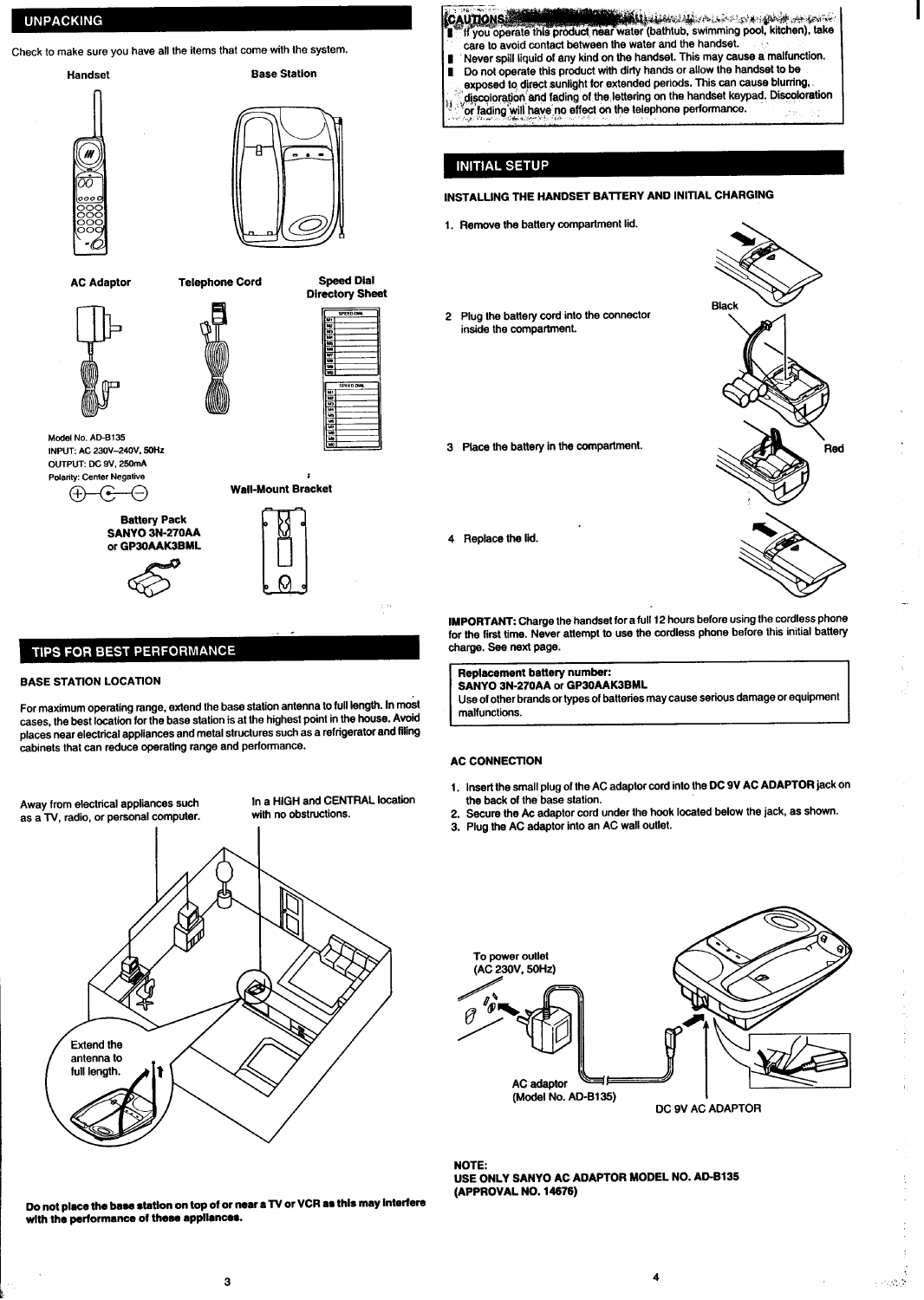## UNPACKING

Check to make sure you have all the items that come with the system.

Handset

Base Station

AC Adaptor

Telephone Cord

Speed Dial Directory Sheet

Model No. AD-B135
INPUT: AC 230V~240V, 50Hz
OUTPUT: DC 9V, 250mA
Polarity: Center Negative

Wall-Mount Bracket

Battery Pack
SANYO 3N-270AA
or GP30AAK3BML

## TIPS FOR BEST PERFORMANCE

### BASE STATION LOCATION

For maximum operating range, extend the base station antenna to full length. In most cases, the best location for the base station is at the highest point in the house. Avoid places near electrical appliances and metal structures such as a refrigerator and filing cabinets that can reduce operating range and performance.

Away from electrical appliances such as a TV, radio, or personal computer.

In a HIGH and CENTRAL location with no obstructions.

Extend the antenna to full length.

**Do not place the base station on top of or near a TV or VCR as this may interfere with the performance of these appliances.**

## CAUTIONS

- If you operate this product near water (bathtub, swimming pool, kitchen), take care to avoid contact between the water and the handset.
- Never spill liquid of any kind on the handset. This may cause a malfunction.
- Do not operate this product with dirty hands or allow the handset to be exposed to direct sunlight for extended periods. This can cause blurring, discoloration and fading of the lettering on the handset keypad. Discoloration or fading will have no effect on the telephone performance.

## INITIAL SETUP

### INSTALLING THE HANDSET BATTERY AND INITIAL CHARGING

1. Remove the battery compartment lid.
2. Plug the battery cord into the connector inside the compartment.
3. Place the battery in the compartment.
4. Replace the lid.

Black

Red

**IMPORTANT:** Charge the handset for a full 12 hours before using the cordless phone for the first time. Never attempt to use the cordless phone before this initial battery charge. See next page.

> **Replacement battery number:**
> **SANYO 3N-270AA or GP30AAK3BML**
> Use of other brands or types of batteries may cause serious damage or equipment malfunctions.

### AC CONNECTION

1. Insert the small plug of the AC adaptor cord into the **DC 9V AC ADAPTOR** jack on the back of the base station.
2. Secure the Ac adaptor cord under the hook located below the jack, as shown.
3. Plug the AC adaptor into an AC wall outlet.

To power outlet
(AC 230V, 50Hz)

AC adaptor
(Model No. AD-B135)

DC 9V AC ADAPTOR

**NOTE:**
**USE ONLY SANYO AC ADAPTOR MODEL NO. AD-B135**
**(APPROVAL NO. 14676)**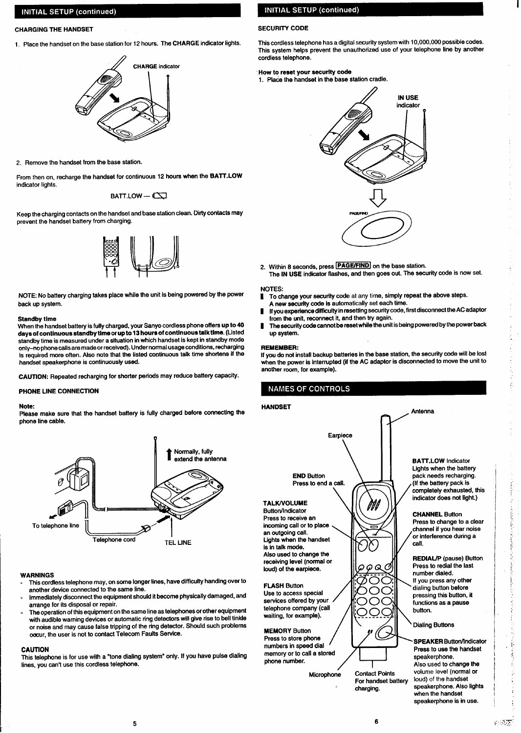## INITIAL SETUP (continued)

### CHARGING THE HANDSET

1. Place the handset on the base station for 12 hours. The **CHARGE** indicator lights.

CHARGE indicator

2. Remove the handset from the base station.

From then on, recharge the handset for continuous 12 hours when the **BATT.LOW** indicator lights.

BATT.LOW —

Keep the charging contacts on the handset and base station clean. Dirty contacts may prevent the handset battery from charging.

NOTE: No battery charging takes place while the unit is being powered by the power back up system.

**Standby time**

When the handset battery is fully charged, your Sanyo cordless phone offers **up to 40 days of continuous standby time or up to 13 hours of continuous talk time.** (Listed standby time is measured under a situation in which handset is kept in standby mode only–no phone calls are made or received). Under normal usage conditions, recharging is required more often. Also note that the listed continuous talk time shortens if the handset speakerphone is continuously used.

**CAUTION:** Repeated recharging for shorter periods may reduce battery capacity.

### PHONE LINE CONNECTION

**Note:**

**Please make sure that the handset battery is fully charged before connecting the phone line cable.**

Normally, fully extend the antenna

To telephone line

Telephone cord

TEL LINE

### WARNINGS

- This cordless telephone may, on some longer lines, have difficulty handing over to another device connected to the same line.
- Immediately disconnect the equipment should it become physically damaged, and arrange for its disposal or repair.
- The operation of this equipment on the same line as telephones or other equipment with audible warning devices or automatic ring detectors will give rise to bell tinkle or noise and may cause false tripping of the ring detector. Should such problems occur, the user is not to contact Telecom Faults Service.

### CAUTION

This telephone is for use with a "tone dialing system" only. If you have pulse dialing lines, you can't use this cordless telephone.

## INITIAL SETUP (continued)

### SECURITY CODE

This cordless telephone has a digital security system with 10,000,000 possible codes. This system helps prevent the unauthorized use of your telephone line by another cordless telephone.

**How to reset your security code**

1. Place the handset in the base station cradle.

IN USE indicator

PAGE/FIND

2. Within 8 seconds, press **PAGE/FIND** on the base station.
   The **IN USE** indicator flashes, and then goes out. The security code is now set.

NOTES:

- To change your security code at any time, simply repeat the above steps. A new security code is automatically set each time.
- If you experience difficulty in resetting security code, first disconnect the AC adaptor from the unit, reconnect it, and then try again.
- The security code cannot be reset while the unit is being powered by the power back up system.

**REMEMBER:**

If you do not install backup batteries in the base station, the security code will be lost when the power is interrupted (if the AC adaptor is disconnected to move the unit to another room, for example).

## NAMES OF CONTROLS

### HANDSET

Antenna

Earpiece

**END** Button
Press to end a call.

**TALK/VOLUME** Button/Indicator
Press to receive an incoming call or to place an outgoing call.
Lights when the handset is in talk mode.
Also used to change the receiving level (normal or loud) of the earpiece.

**FLASH** Button
Use to access special services offered by your telephone company (call waiting, for example).

**MEMORY** Button
Press to store phone numbers in speed dial memory or to call a stored phone number.

Microphone

Contact Points
For handset battery charging.

**BATT.LOW** Indicator
Lights when the battery pack needs recharging. (If the battery pack is completely exhausted, this indicator does not light.)

**CHANNEL** Button
Press to change to a clear channel if you hear noise or interference during a call.

**REDIAL/P** (pause) Button
Press to redial the last number dialed.
If you press any other dialing button before pressing this button, it functions as a pause button.

Dialing Buttons

**SPEAKER** Button/Indicator
Press to use the handset speakerphone.
Also used to change the volume level (normal or loud) of the handset speakerphone. Also lights when the handset speakerphone is in use.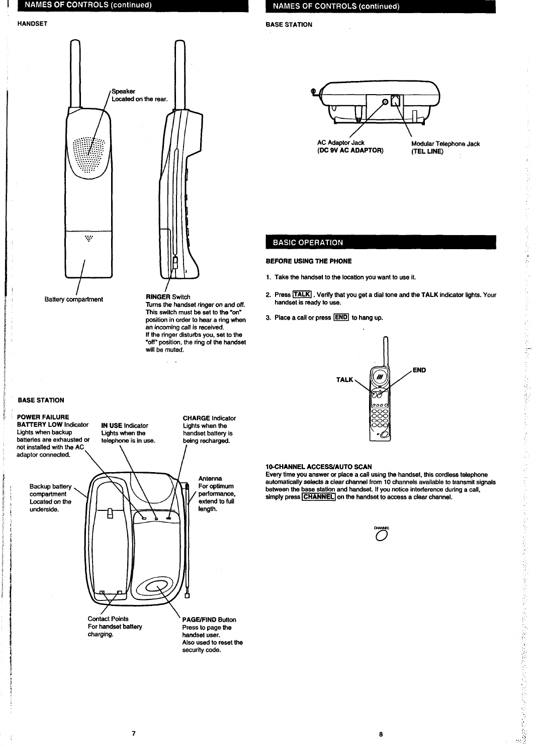## NAMES OF CONTROLS (continued)

### HANDSET

Speaker
Located on the rear.

Battery compartment

**RINGER** Switch
*Turns the handset ringer on and off.*
This switch must be set to the "on" position in order to hear a ring when an *incoming call is received.*
If the ringer disturbs you, set to the "off" position, the ring of the handset will be muted.

### BASE STATION

**POWER FAILURE BATTERY LOW** Indicator
Lights when backup batteries are exhausted or not installed with the AC adaptor connected.

**IN USE** Indicator
Lights when the telephone is in use.

**CHARGE** Indicator
Lights when the handset battery is being recharged.

Backup battery compartment
*Located on the* underside.

Antenna
For optimum performance, extend to full length.

Contact Points
For handset battery *charging.*

**PAGE/FIND** Button
Press to page the handset user.
Also used to reset the security code.

## NAMES OF CONTROLS (continued)

### BASE STATION

AC Adaptor Jack
**(DC 9V AC ADAPTOR)**

Modular Telephone Jack
**(TEL LINE)**

## BASIC OPERATION

### BEFORE USING THE PHONE

1. Take the handset to the location you want to use it.
2. Press TALK. Verify that you get a dial tone and the **TALK** indicator lights. Your handset is ready to use.
3. Place a call or press END to hang up.

TALK
END

### 10-CHANNEL ACCESS/AUTO SCAN

Every time you answer or place a call using the handset, this cordless telephone *automatically* selects a clear channel from 10 channels available to transmit signals between the base station and handset. If you notice interference during a call, simply press CHANNEL on the handset to access a clear channel.

CHANNEL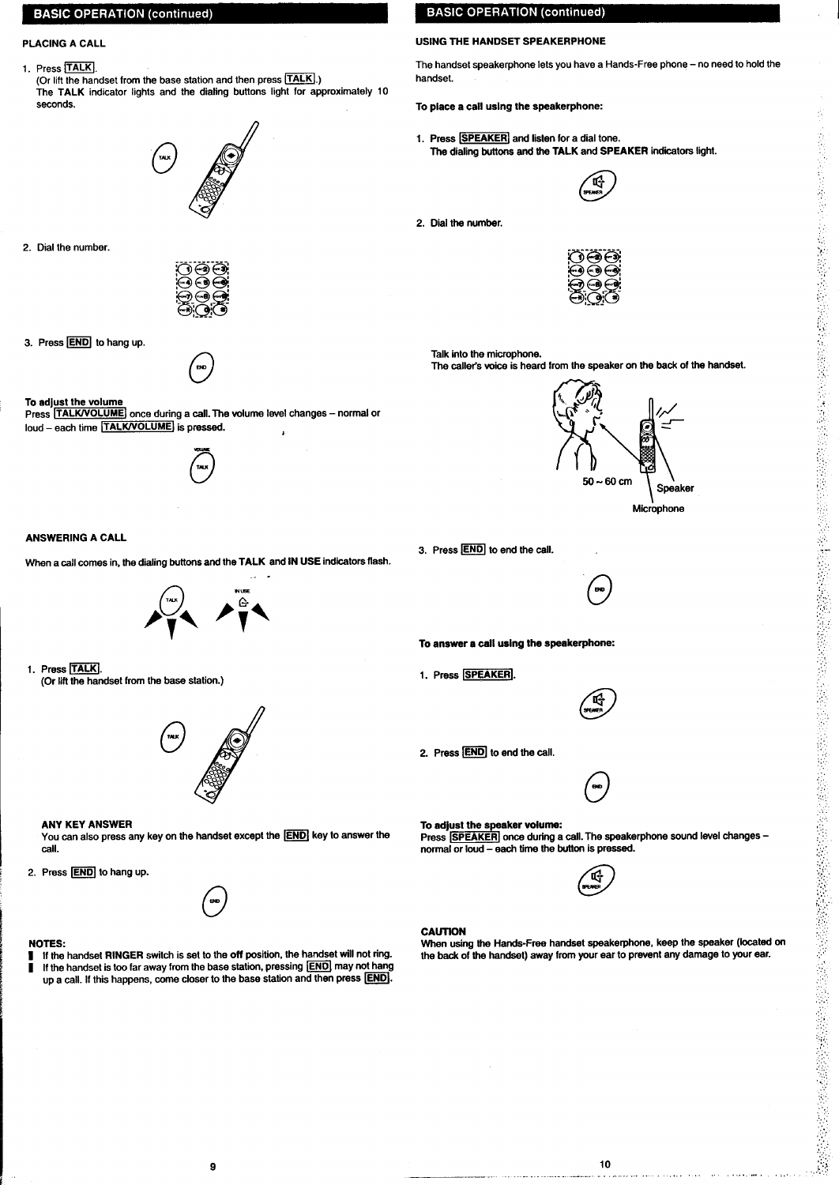## BASIC OPERATION (continued)

### PLACING A CALL

1. Press TALK.
   (Or lift the handset from the base station and then press TALK.)
   The **TALK** indicator lights and the dialing buttons light for approximately 10 seconds.

2. Dial the number.

3. Press END to hang up.

**To adjust the volume**
Press TALK/VOLUME once during a call. The volume level changes – normal or loud – each time TALK/VOLUME is pressed.

### ANSWERING A CALL

When a call comes in, the dialing buttons and the **TALK** and **IN USE** indicators flash.

1. Press TALK.
   (Or lift the handset from the base station.)

   **ANY KEY ANSWER**
   You can also press any key on the handset except the END key to answer the call.

2. Press END to hang up.

**NOTES:**
- If the handset **RINGER** switch is set to the **off** position, the handset will not ring.
- If the handset is too far away from the base station, pressing END may not hang up a call. If this happens, come closer to the base station and then press END.

## BASIC OPERATION (continued)

### USING THE HANDSET SPEAKERPHONE

The handset speakerphone lets you have a Hands-Free phone – no need to hold the handset.

**To place a call using the speakerphone:**

1. Press SPEAKER and listen for a dial tone.
   The dialing buttons and the **TALK** and **SPEAKER** indicators light.

2. Dial the number.

   Talk into the microphone.
   The caller's voice is heard from the speaker on the back of the handset.

   50 ~ 60 cm
   Speaker
   Microphone

3. Press END to end the call.

**To answer a call using the speakerphone:**

1. Press SPEAKER.

2. Press END to end the call.

**To adjust the speaker volume:**
Press SPEAKER once during a call. The speakerphone sound level changes – normal or loud – each time the button is pressed.

**CAUTION**
When using the Hands-Free handset speakerphone, keep the speaker (located on the back of the handset) away from your ear to prevent any damage to your ear.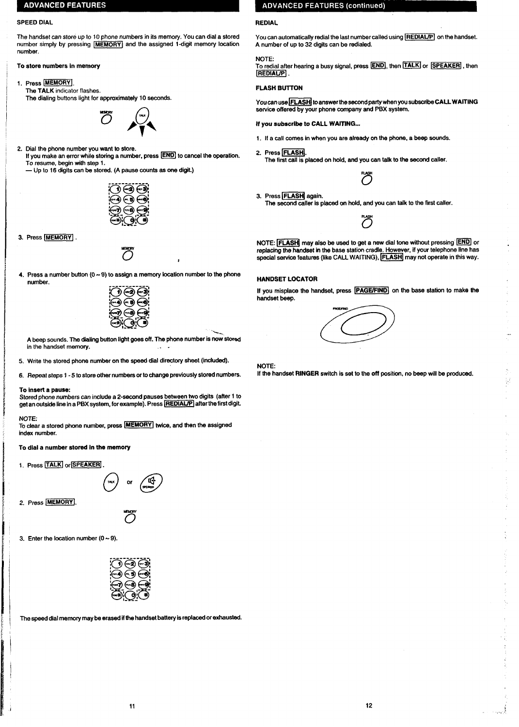# ADVANCED FEATURES

## SPEED DIAL

The handset can store up to 10 phone numbers in its memory. You can dial a stored number simply by pressing [MEMORY] and the assigned 1-digit memory location number.

**To store numbers in memory**

1. Press [MEMORY].
   The **TALK** indicator flashes.
   The dialing buttons light for approximately 10 seconds.
2. Dial the phone number you want to store.
   If you make an error while storing a number, press [END] to cancel the operation. To resume, begin with step 1.
   — Up to 16 digits can be stored. (A pause counts as one digit.)
3. Press [MEMORY].
4. Press a number button (0 ~ 9) to assign a memory location number to the phone number.
   A beep sounds. The dialing button light goes off. The phone number is now stored in the handset memory.
5. Write the stored phone number on the speed dial directory sheet (included).
6. Repeat steps 1 - 5 to store other numbers or to change previously stored numbers.

**To insert a pause:**
Stored phone numbers can include a 2-second pauses between two digits (after 1 to get an outside line in a PBX system, for example). Press [REDIAL/P] after the first digit.

NOTE:
To clear a stored phone number, press [MEMORY] twice, and then the assigned index number.

**To dial a number stored in the memory**

1. Press [TALK] or [SPEAKER].
2. Press [MEMORY].
3. Enter the location number (0 ~ 9).

The speed dial memory may be erased if the handset battery is replaced or exhausted.

# ADVANCED FEATURES (continued)

## REDIAL

You can automatically redial the last number called using [REDIAL/P] on the handset. A number of up to 32 digits can be redialed.

NOTE:
To redial after hearing a busy signal, press [END], then [TALK] or [SPEAKER], then [REDIAL/P].

## FLASH BUTTON

You can use [FLASH] to answer the second party when you subscribe **CALL WAITING** service offered by your phone company and PBX system.

**If you subscribe to CALL WAITING...**

1. If a call comes in when you are already on the phone, a beep sounds.
2. Press [FLASH].
   The first call is placed on hold, and you can talk to the second caller.
3. Press [FLASH] again.
   The second caller is placed on hold, and you can talk to the first caller.

NOTE: [FLASH] may also be used to get a new dial tone without pressing [END] or replacing the handset in the base station cradle. However, if your telephone line has special service features (like CALL WAITING), [FLASH] may not operate in this way.

## HANDSET LOCATOR

If you misplace the handset, press [PAGE/FIND] on the base station to make the handset beep.

NOTE:
If the handset **RINGER** switch is set to the off position, no beep will be produced.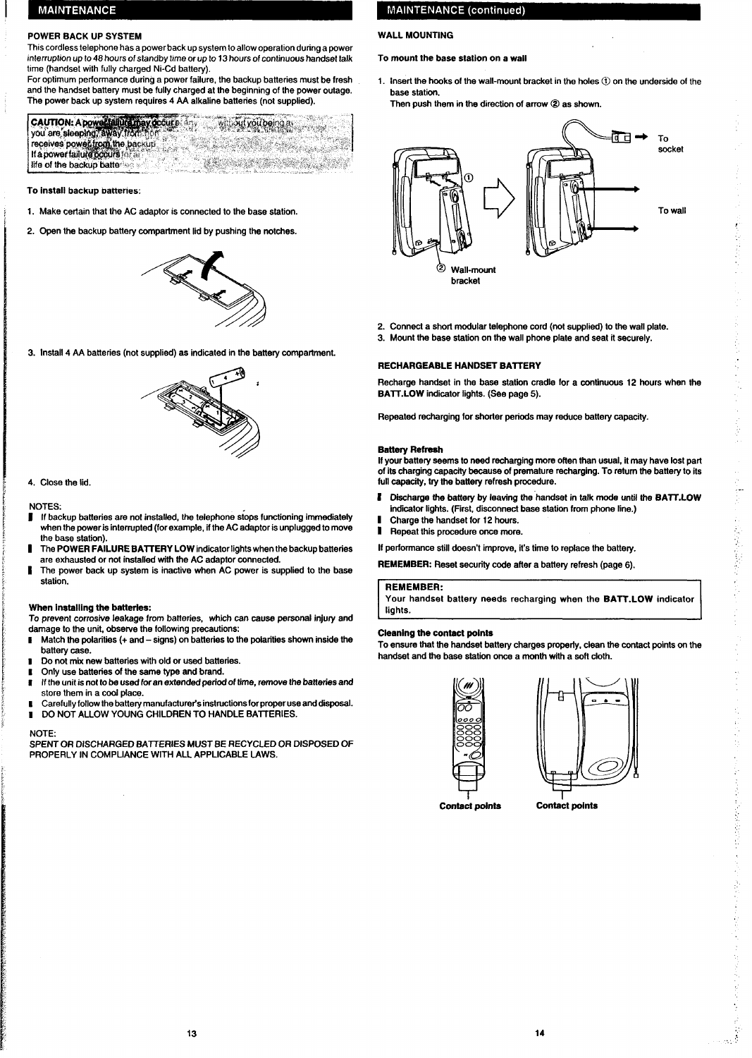## MAINTENANCE

### POWER BACK UP SYSTEM

This cordless telephone has a power back up system to allow operation during a power interruption up to 48 hours of standby time or up to 13 hours of continuous handset talk time (handset with fully charged Ni-Cd battery).

For optimum performance during a power failure, the backup batteries must be fresh and the handset battery must be fully charged at the beginning of the power outage. The power back up system requires 4 AA alkaline batteries (not supplied).

> **CAUTION:** A power failure may occur ... without you being a... you are sleeping, away from ... receives power from the backup ... If a power failure occurs for a... life of the backup batte...

**To install backup batteries:**

1. Make certain that the AC adaptor is connected to the base station.
2. Open the backup battery compartment lid by pushing the notches.
3. Install 4 AA batteries (not supplied) as indicated in the battery compartment.
4. Close the lid.

NOTES:

- If backup batteries are not installed, the telephone stops functioning immediately when the power is interrupted (for example, if the AC adaptor is unplugged to move the base station).
- The **POWER FAILURE BATTERY LOW** indicator lights when the backup batteries are exhausted or not installed with the AC adaptor connected.
- The power back up system is inactive when AC power is supplied to the base station.

**When installing the batteries:**

To prevent corrosive leakage from batteries, which can cause personal injury and damage to the unit, observe the following precautions:

- Match the polarities (+ and – signs) on batteries to the polarities shown inside the battery case.
- Do not mix new batteries with old or used batteries.
- Only use batteries of the same type and brand.
- If the unit is not to be used for an extended period of time, remove the batteries and store them in a cool place.
- Carefully follow the battery manufacturer's instructions for proper use and disposal.
- DO NOT ALLOW YOUNG CHILDREN TO HANDLE BATTERIES.

NOTE:
SPENT OR DISCHARGED BATTERIES MUST BE RECYCLED OR DISPOSED OF PROPERLY IN COMPLIANCE WITH ALL APPLICABLE LAWS.

## MAINTENANCE (continued)

### WALL MOUNTING

**To mount the base station on a wall**

1. Insert the hooks of the wall-mount bracket in the holes ① on the underside of the base station.
   Then push them in the direction of arrow ② as shown.

To socket

To wall

② Wall-mount bracket

2. Connect a short modular telephone cord (not supplied) to the wall plate.
3. Mount the base station on the wall phone plate and seat it securely.

### RECHARGEABLE HANDSET BATTERY

Recharge handset in the base station cradle for a continuous 12 hours when the **BATT.LOW** indicator lights. (See page 5).

Repeated recharging for shorter periods may reduce battery capacity.

**Battery Refresh**

If your battery seems to need recharging more often than usual, it may have lost part of its charging capacity because of premature recharging. To return the battery to its full capacity, try the battery refresh procedure.

- Discharge the battery by leaving the handset in talk mode until the **BATT.LOW** indicator lights. (First, disconnect base station from phone line.)
- Charge the handset for 12 hours.
- Repeat this procedure once more.

If performance still doesn't improve, it's time to replace the battery.

**REMEMBER:** Reset security code after a battery refresh (page 6).

> **REMEMBER:**
> Your handset battery needs recharging when the **BATT.LOW** indicator lights.

**Cleaning the contact points**

To ensure that the handset battery charges properly, clean the contact points on the handset and the base station once a month with a soft cloth.

**Contact points** **Contact points**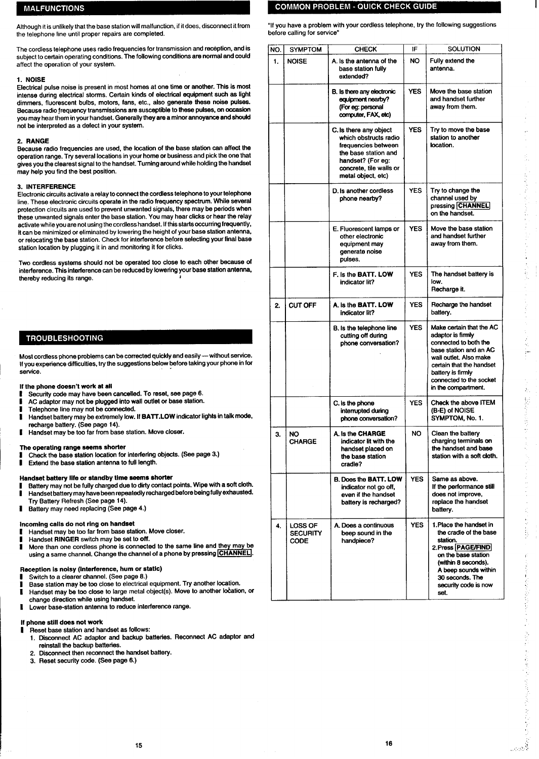## MALFUNCTIONS

Although it is unlikely that the base station will malfunction, if it does, disconnect it from the telephone line until proper repairs are completed.

The cordless telephone uses radio frequencies for transmission and reception, and is subject to certain operating conditions. The following conditions are normal and could affect the operation of your system.

### 1. NOISE

Electrical pulse noise is present in most homes at one time or another. This is most intense during electrical storms. Certain kinds of electrical equipment such as light dimmers, fluorescent bulbs, motors, fans, etc., also generate these noise pulses. Because radio frequency transmissions are susceptible to these pulses, on occasion you may hear them in your handset. Generally they are a minor annoyance and should not be interpreted as a defect in your system.

### 2. RANGE

Because radio frequencies are used, the location of the base station can affect the operation range. Try several locations in your home or business and pick the one that gives you the clearest signal to the handset. Turning around while holding the handset may help you find the best position.

### 3. INTERFERENCE

Electronic circuits activate a relay to connect the cordless telephone to your telephone line. These electronic circuits operate in the radio frequency spectrum. While several protection circuits are used to prevent unwanted signals, there may be periods when these unwanted signals enter the base station. You may hear clicks or hear the relay activate while you are not using the cordless handset. If this starts occurring frequently, it can be minimized or eliminated by lowering the height of your base station antenna, or relocating the base station. Check for interference before selecting your final base station location by plugging it in and monitoring it for clicks.

Two cordless systems should not be operated too close to each other because of interference. This interference can be reduced by lowering your base station antenna, thereby reducing its range.

## TROUBLESHOOTING

Most cordless phone problems can be corrected quickly and easily — without service. If you experience difficulties, try the suggestions below before taking your phone in for service.

**If the phone doesn't work at all**

- Security code may have been cancelled. To reset, see page 6.
- AC adaptor may not be plugged into wall outlet or base station.
- Telephone line may not be connected.
- Handset battery may be extremely low. If **BATT.LOW** indicator lights in talk mode, recharge battery. (See page 14).
- Handset may be too far from base station. Move closer.

**The operating range seems shorter**

- Check the base station location for interfering objects. (See page 3.)
- Extend the base station antenna to full length.

**Handset battery life or standby time seems shorter**

- Battery may not be fully charged due to dirty contact points. Wipe with a soft cloth.
- Handset battery may have been repeatedly recharged before being fully exhausted. Try Battery Refresh (See page 14).
- Battery may need replacing (See page 4.)

**Incoming calls do not ring on handset**

- Handset may be too far from base station. Move closer.
- Handset **RINGER** switch may be set to off.
- More than one cordless phone is connected to the same line and they may be using a same channel. Change the channel of a phone by pressing [CHANNEL].

**Reception is noisy (interference, hum or static)**

- Switch to a clearer channel. (See page 8.)
- Base station may be too close to electrical equipment. Try another location.
- Handset may be too close to large metal object(s). Move to another location, or change direction while using handset.
- Lower base-station antenna to reduce interference range.

**If phone still does not work**

- Reset base station and handset as follows:
  1. Disconnect AC adaptor and backup batteries. Reconnect AC adaptor and reinstall the backup batteries.
  2. Disconnect then reconnect the handset battery.
  3. Reset security code. (See page 6.)

## COMMON PROBLEM - QUICK CHECK GUIDE

"If you have a problem with your cordless telephone, try the following suggestions before calling for service"

| NO. | SYMPTOM | CHECK | IF | SOLUTION |
|---|---|---|---|---|
| 1. | NOISE | A. Is the antenna of the base station fully extended? | NO | Fully extend the antenna. |
| | | B. Is there any electronic equipment nearby? (For eg: personal computer, FAX, etc) | YES | Move the base station and handset further away from them. |
| | | C. Is there any object which obstructs radio frequencies between the base station and handset? (For eg: concrete, tile walls or metal object, etc) | YES | Try to move the base station to another location. |
| | | D. Is another cordless phone nearby? | YES | Try to change the channel used by pressing [CHANNEL] on the handset. |
| | | E. Fluorescent lamps or other electronic equipment may generate noise pulses. | YES | Move the base station and handset further away from them. |
| | | F. Is the **BATT. LOW** indicator lit? | YES | The handset battery is low. Recharge it. |
| 2. | CUT OFF | A. Is the **BATT. LOW** indicator lit? | YES | Recharge the handset battery. |
| | | B. Is the telephone line cutting off during phone conversation? | YES | Make certain that the AC adaptor is firmly connected to both the base station and an AC wall outlet. Also make certain that the handset battery is firmly connected to the socket in the compartment. |
| | | C. Is the phone interrupted during phone conversation? | YES | Check the above ITEM (B-E) of NOISE SYMPTOM, No. 1. |
| 3. | NO CHARGE | A. Is the **CHARGE** indicator lit with the handset placed on the base station cradle? | NO | Clean the battery charging terminals on the handset and base station with a soft cloth. |
| | | B. Does the **BATT. LOW** indicator not go off, even if the handset battery is recharged? | YES | Same as above. If the performance still does not improve, replace the handset battery. |
| 4. | LOSS OF SECURITY CODE | A. Does a continuous beep sound in the handpiece? | YES | 1. Place the handset in the cradle of the base station. 2. Press [PAGE/FIND] on the base station (within 8 seconds). A beep sounds within 30 seconds. The security code is now set. |